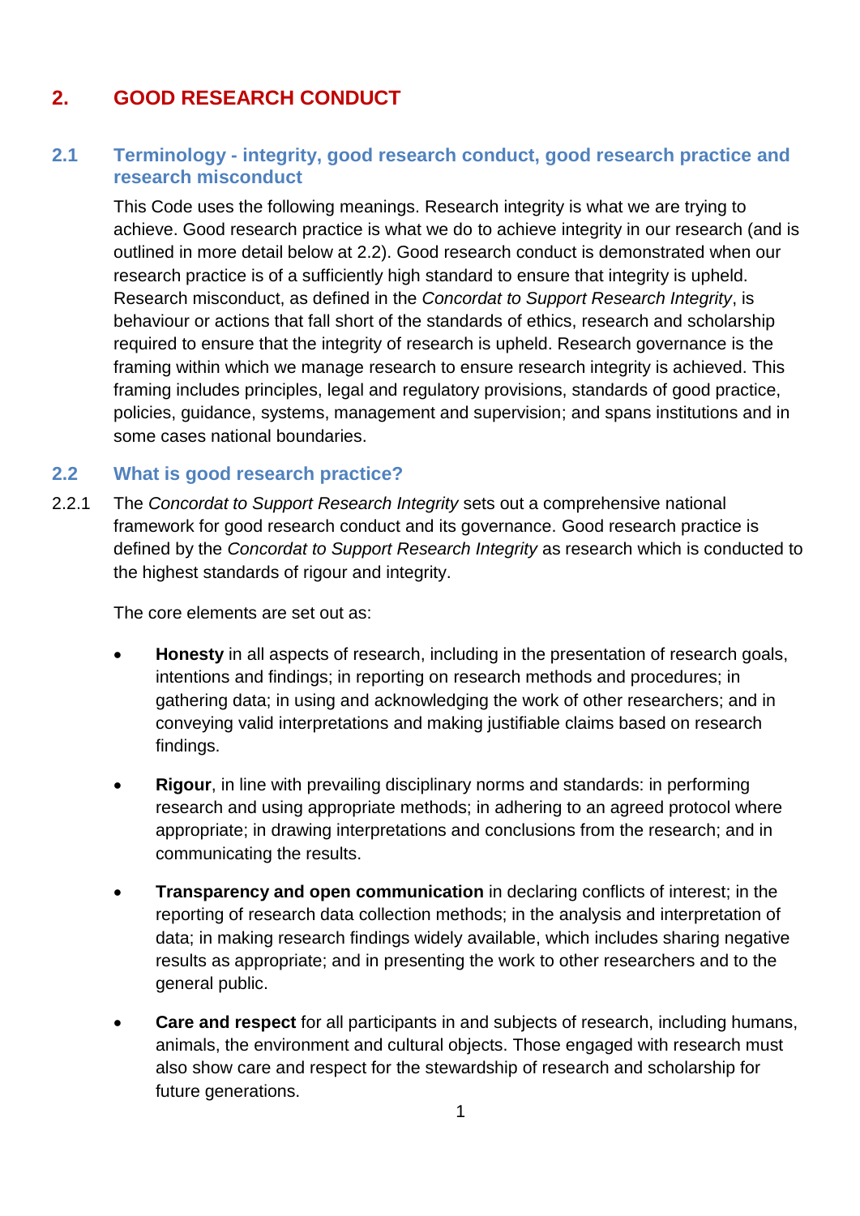# 2. GOOD RESEARCH CONDUCT

## 2.1 Terminology - integrity, good research conduct, good research practice and research misconduct

This Code uses the following meanings. Research integrity is what we are trying to achieve. Good research practice is what we do to achieve integrity in our research (and is outlined in more detail below at 2.2). Good research conduct is demonstrated when our research practice is of a sufficiently high standard to ensure that integrity is upheld. Research misconduct, as defined in the *Concordat to Support Research Integrity*, is behaviour or actions that fall short of the standards of ethics, research and scholarship required to ensure that the integrity of research is upheld. Research governance is the framing within which we manage research to ensure research integrity is achieved. This framing includes principles, legal and regulatory provisions, standards of good practice, policies, guidance, systems, management and supervision; and spans institutions and in some cases national boundaries.

## 2.2 What is good research practice?

2.2.1 The *Concordat to Support Research Integrity* sets out a comprehensive national framework for good research conduct and its governance. Good research practice is defined by the *Concordat to Support Research Integrity* as research which is conducted to the highest standards of rigour and integrity.

The core elements are set out as:

- **Honesty** in all aspects of research, including in the presentation of research goals, intentions and findings; in reporting on research methods and procedures; in gathering data; in using and acknowledging the work of other researchers; and in conveying valid interpretations and making justifiable claims based on research findings.

- **Rigour**, in line with prevailing disciplinary norms and standards: in performing research and using appropriate methods; in adhering to an agreed protocol where appropriate; in drawing interpretations and conclusions from the research; and in communicating the results.

- **Transparency and open communication** in declaring conflicts of interest; in the reporting of research data collection methods; in the analysis and interpretation of data; in making research findings widely available, which includes sharing negative results as appropriate; and in presenting the work to other researchers and to the general public.

- **Care and respect** for all participants in and subjects of research, including humans, animals, the environment and cultural objects. Those engaged with research must also show care and respect for the stewardship of research and scholarship for future generations.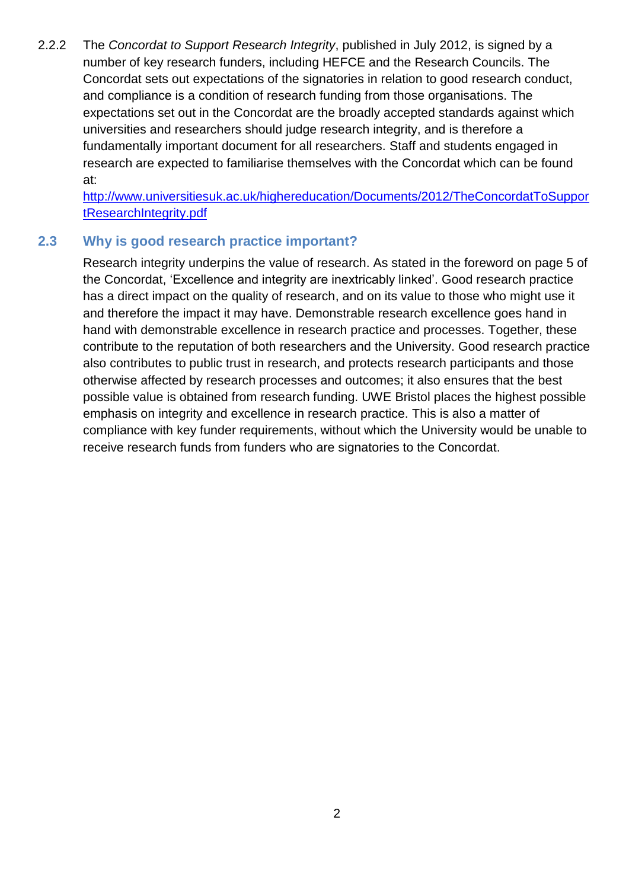2.2.2 The *Concordat to Support Research Integrity*, published in July 2012, is signed by a number of key research funders, including HEFCE and the Research Councils. The Concordat sets out expectations of the signatories in relation to good research conduct, and compliance is a condition of research funding from those organisations. The expectations set out in the Concordat are the broadly accepted standards against which universities and researchers should judge research integrity, and is therefore a fundamentally important document for all researchers. Staff and students engaged in research are expected to familiarise themselves with the Concordat which can be found at:
[http://www.universitiesuk.ac.uk/highereducation/Documents/2012/TheConcordatToSupportResearchIntegrity.pdf](http://www.universitiesuk.ac.uk/highereducation/Documents/2012/TheConcordatToSupportResearchIntegrity.pdf)

## 2.3 Why is good research practice important?

Research integrity underpins the value of research. As stated in the foreword on page 5 of the Concordat, 'Excellence and integrity are inextricably linked'. Good research practice has a direct impact on the quality of research, and on its value to those who might use it and therefore the impact it may have. Demonstrable research excellence goes hand in hand with demonstrable excellence in research practice and processes. Together, these contribute to the reputation of both researchers and the University. Good research practice also contributes to public trust in research, and protects research participants and those otherwise affected by research processes and outcomes; it also ensures that the best possible value is obtained from research funding. UWE Bristol places the highest possible emphasis on integrity and excellence in research practice. This is also a matter of compliance with key funder requirements, without which the University would be unable to receive research funds from funders who are signatories to the Concordat.